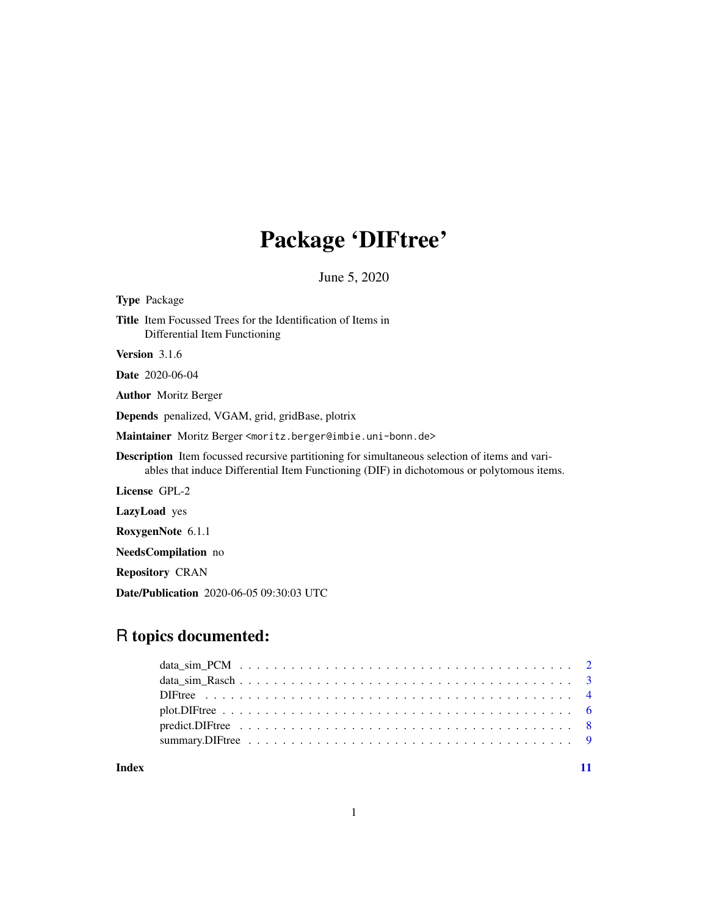# Package 'DIFtree'

June 5, 2020

**Type** Package

**Title** Item Focussed Trees for the Identification of Items in Differential Item Functioning

**Version** 3.1.6

**Date** 2020-06-04

**Author** Moritz Berger

**Depends** penalized, VGAM, grid, gridBase, plotrix

**Maintainer** Moritz Berger <moritz.berger@imbie.uni-bonn.de>

**Description** Item focussed recursive partitioning for simultaneous selection of items and variables that induce Differential Item Functioning (DIF) in dichotomous or polytomous items.

**License** GPL-2

**LazyLoad** yes

**RoxygenNote** 6.1.1

**NeedsCompilation** no

**Repository** CRAN

**Date/Publication** 2020-06-05 09:30:03 UTC

## R topics documented:

data_sim_PCM . . . . . . . . . . . . . . . . . . . . . . . . . . . . . . . . . . . . . . . . 2
data_sim_Rasch . . . . . . . . . . . . . . . . . . . . . . . . . . . . . . . . . . . . . . . 3
DIFtree . . . . . . . . . . . . . . . . . . . . . . . . . . . . . . . . . . . . . . . . . . . 4
plot.DIFtree . . . . . . . . . . . . . . . . . . . . . . . . . . . . . . . . . . . . . . . . 6
predict.DIFtree . . . . . . . . . . . . . . . . . . . . . . . . . . . . . . . . . . . . . . 8
summary.DIFtree . . . . . . . . . . . . . . . . . . . . . . . . . . . . . . . . . . . . . . 9

**Index** **11**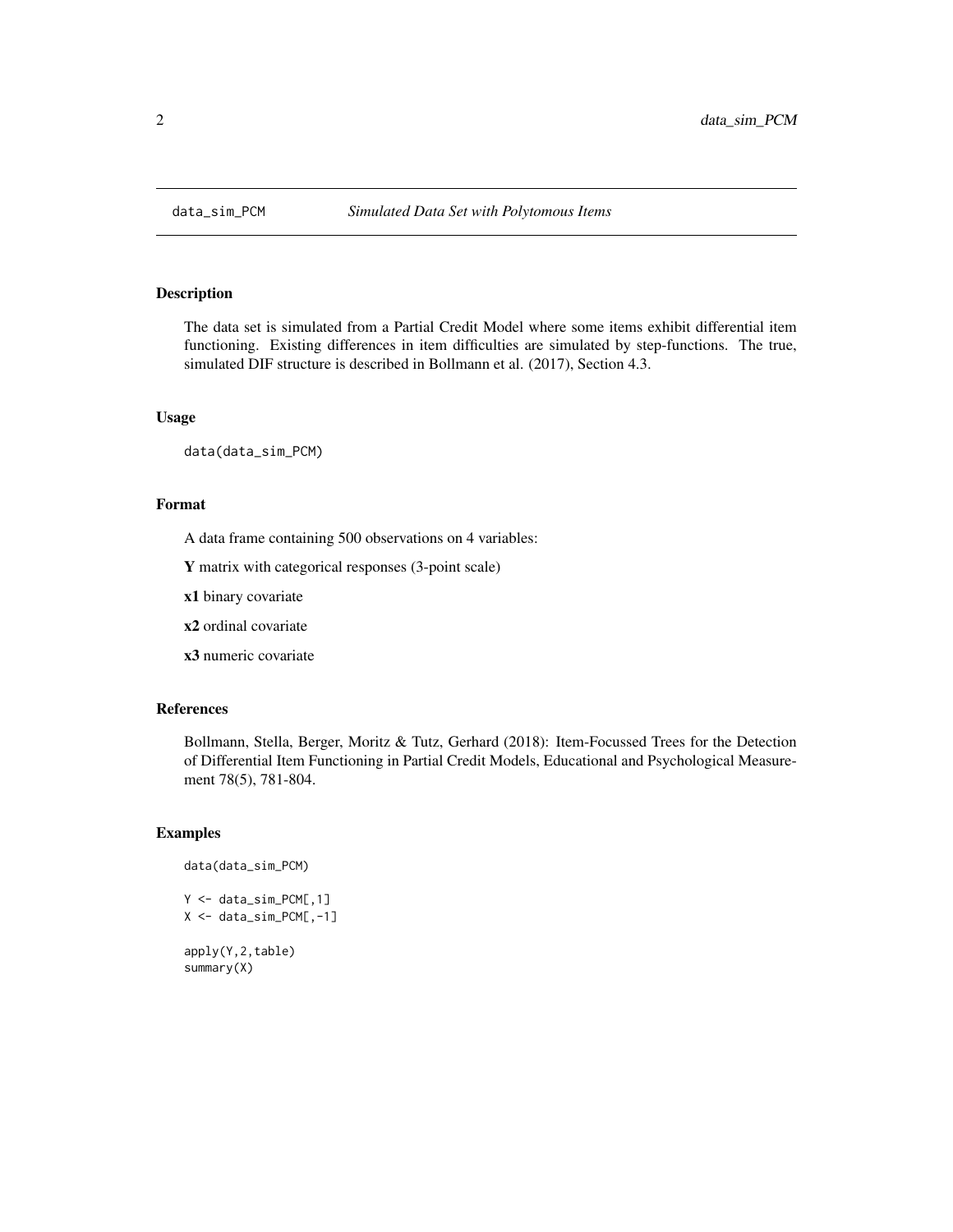`data_sim_PCM` *Simulated Data Set with Polytomous Items*

## Description

The data set is simulated from a Partial Credit Model where some items exhibit differential item functioning. Existing differences in item difficulties are simulated by step-functions. The true, simulated DIF structure is described in Bollmann et al. (2017), Section 4.3.

## Usage

```
data(data_sim_PCM)
```

## Format

A data frame containing 500 observations on 4 variables:

**Y** matrix with categorical responses (3-point scale)

**x1** binary covariate

**x2** ordinal covariate

**x3** numeric covariate

## References

Bollmann, Stella, Berger, Moritz & Tutz, Gerhard (2018): Item-Focussed Trees for the Detection of Differential Item Functioning in Partial Credit Models, Educational and Psychological Measurement 78(5), 781-804.

## Examples

```
data(data_sim_PCM)

Y <- data_sim_PCM[,1]
X <- data_sim_PCM[,-1]

apply(Y,2,table)
summary(X)
```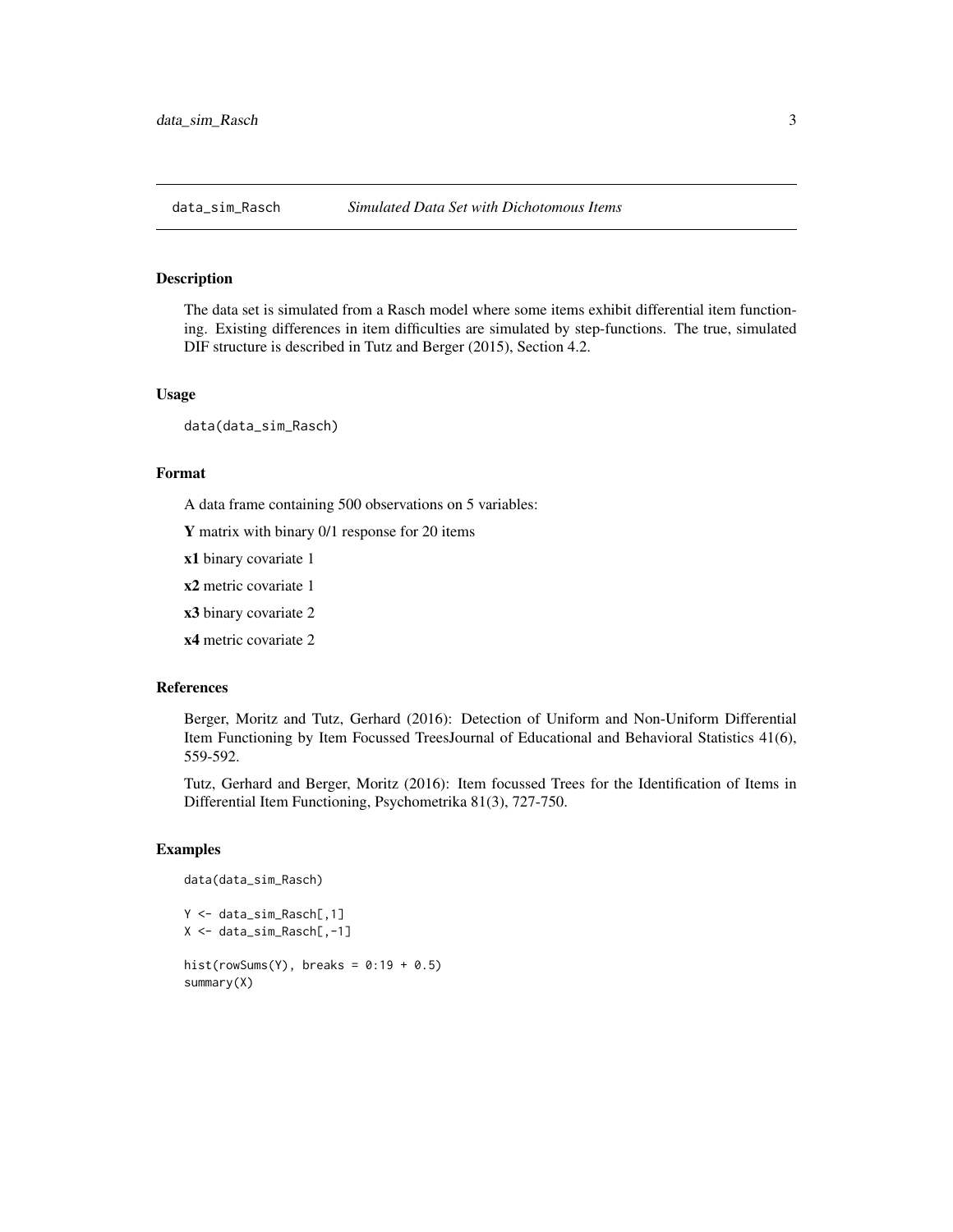# data_sim_Rasch *Simulated Data Set with Dichotomous Items*

## Description

The data set is simulated from a Rasch model where some items exhibit differential item functioning. Existing differences in item difficulties are simulated by step-functions. The true, simulated DIF structure is described in Tutz and Berger (2015), Section 4.2.

## Usage

```
data(data_sim_Rasch)
```

## Format

A data frame containing 500 observations on 5 variables:

**Y** matrix with binary 0/1 response for 20 items

**x1** binary covariate 1

**x2** metric covariate 1

**x3** binary covariate 2

**x4** metric covariate 2

## References

Berger, Moritz and Tutz, Gerhard (2016): Detection of Uniform and Non-Uniform Differential Item Functioning by Item Focussed TreesJournal of Educational and Behavioral Statistics 41(6), 559-592.

Tutz, Gerhard and Berger, Moritz (2016): Item focussed Trees for the Identification of Items in Differential Item Functioning, Psychometrika 81(3), 727-750.

## Examples

```
data(data_sim_Rasch)

Y <- data_sim_Rasch[,1]
X <- data_sim_Rasch[,-1]

hist(rowSums(Y), breaks = 0:19 + 0.5)
summary(X)
```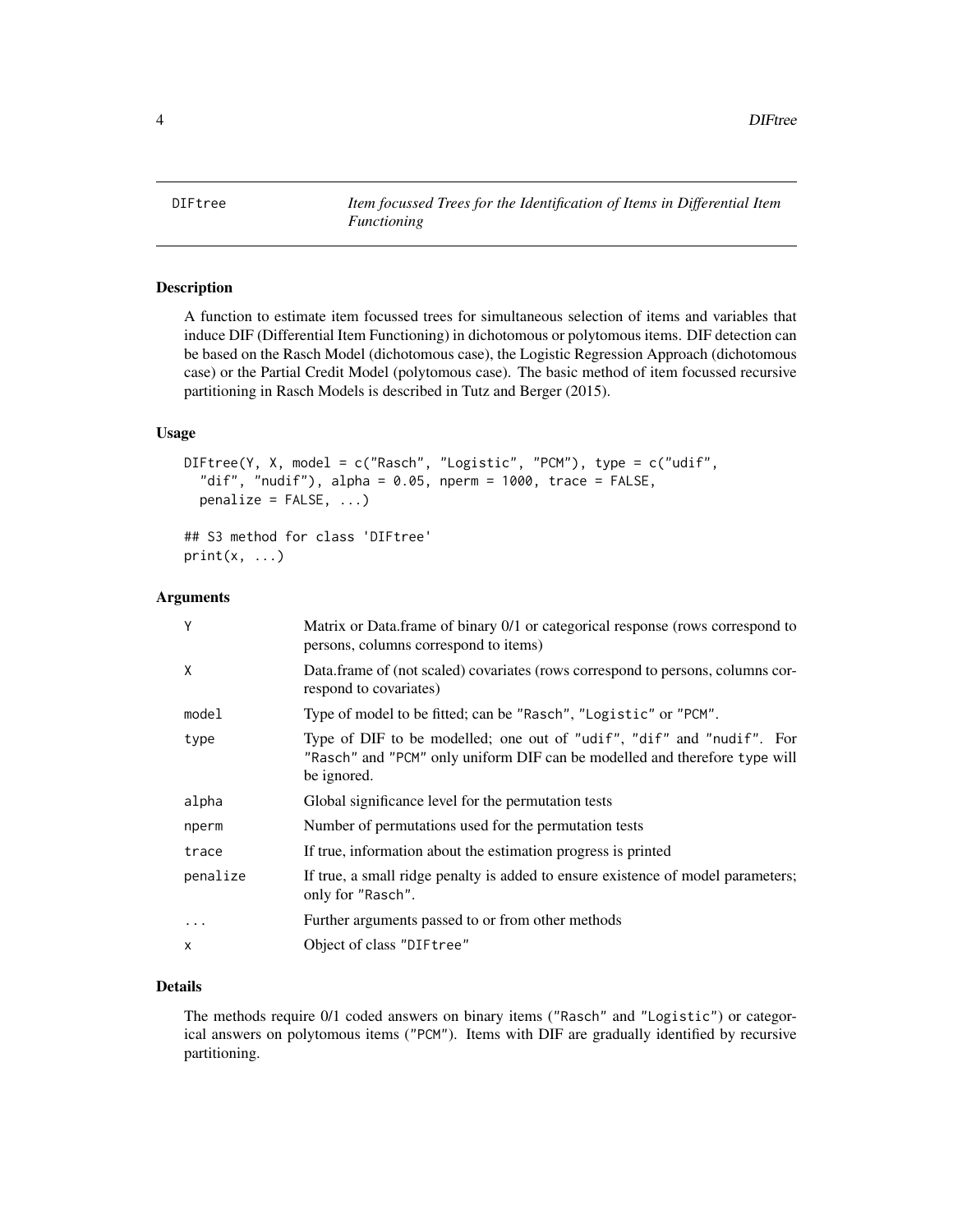DIFtree — *Item focussed Trees for the Identification of Items in Differential Item Functioning*

## Description

A function to estimate item focussed trees for simultaneous selection of items and variables that induce DIF (Differential Item Functioning) in dichotomous or polytomous items. DIF detection can be based on the Rasch Model (dichotomous case), the Logistic Regression Approach (dichotomous case) or the Partial Credit Model (polytomous case). The basic method of item focussed recursive partitioning in Rasch Models is described in Tutz and Berger (2015).

## Usage

```
DIFtree(Y, X, model = c("Rasch", "Logistic", "PCM"), type = c("udif",
  "dif", "nudif"), alpha = 0.05, nperm = 1000, trace = FALSE,
  penalize = FALSE, ...)

## S3 method for class 'DIFtree'
print(x, ...)
```

## Arguments

| Argument | Description |
|---|---|
| `Y` | Matrix or Data.frame of binary 0/1 or categorical response (rows correspond to persons, columns correspond to items) |
| `X` | Data.frame of (not scaled) covariates (rows correspond to persons, columns correspond to covariates) |
| `model` | Type of model to be fitted; can be `"Rasch"`, `"Logistic"` or `"PCM"`. |
| `type` | Type of DIF to be modelled; one out of `"udif"`, `"dif"` and `"nudif"`. For `"Rasch"` and `"PCM"` only uniform DIF can be modelled and therefore `type` will be ignored. |
| `alpha` | Global significance level for the permutation tests |
| `nperm` | Number of permutations used for the permutation tests |
| `trace` | If true, information about the estimation progress is printed |
| `penalize` | If true, a small ridge penalty is added to ensure existence of model parameters; only for `"Rasch"`. |
| `...` | Further arguments passed to or from other methods |
| `x` | Object of class `"DIFtree"` |

## Details

The methods require 0/1 coded answers on binary items (`"Rasch"` and `"Logistic"`) or categorical answers on polytomous items (`"PCM"`). Items with DIF are gradually identified by recursive partitioning.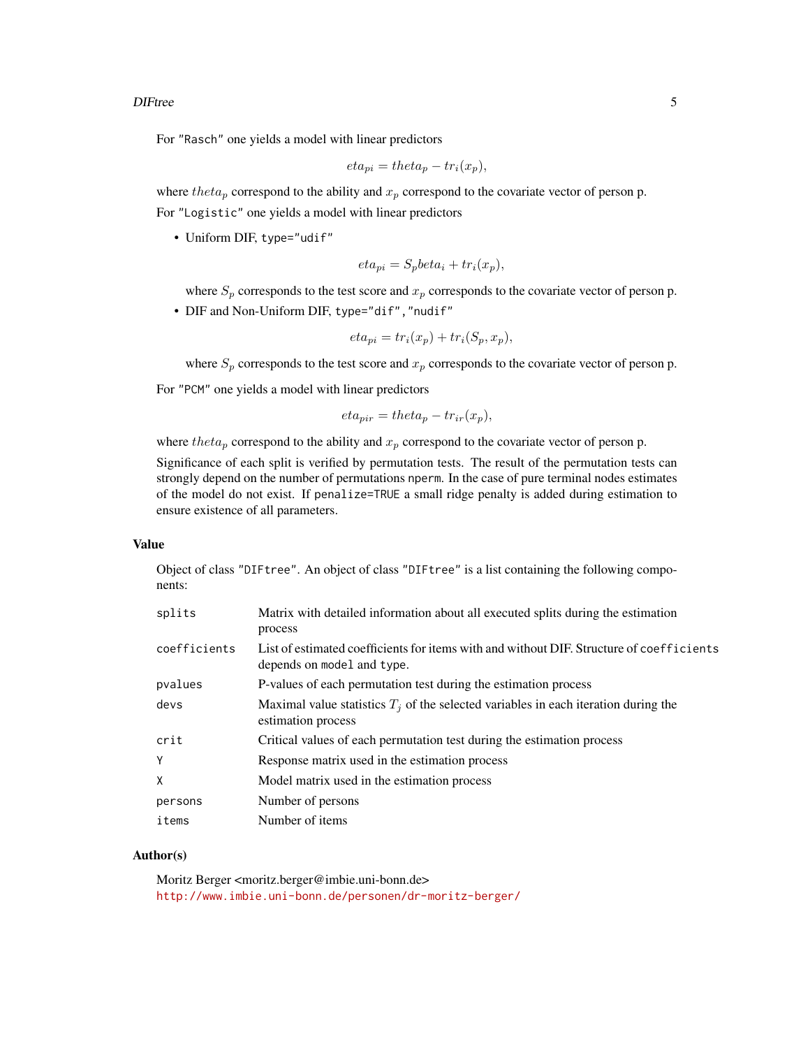For "Rasch" one yields a model with linear predictors

$$eta_{pi} = theta_p - tr_i(x_p),$$

where $theta_p$ correspond to the ability and $x_p$ correspond to the covariate vector of person p.

For "Logistic" one yields a model with linear predictors

- Uniform DIF, `type="udif"`

$$eta_{pi} = S_p beta_i + tr_i(x_p),$$

  where $S_p$ corresponds to the test score and $x_p$ corresponds to the covariate vector of person p.

- DIF and Non-Uniform DIF, `type="dif"`, `"nudif"`

$$eta_{pi} = tr_i(x_p) + tr_i(S_p, x_p),$$

  where $S_p$ corresponds to the test score and $x_p$ corresponds to the covariate vector of person p.

For "PCM" one yields a model with linear predictors

$$eta_{pir} = theta_p - tr_{ir}(x_p),$$

where $theta_p$ correspond to the ability and $x_p$ correspond to the covariate vector of person p.

Significance of each split is verified by permutation tests. The result of the permutation tests can strongly depend on the number of permutations `nperm`. In the case of pure terminal nodes estimates of the model do not exist. If `penalize=TRUE` a small ridge penalty is added during estimation to ensure existence of all parameters.

## Value

Object of class "DIFtree". An object of class "DIFtree" is a list containing the following components:

| | |
|---|---|
| `splits` | Matrix with detailed information about all executed splits during the estimation process |
| `coefficients` | List of estimated coefficients for items with and without DIF. Structure of `coefficients` depends on `model` and `type`. |
| `pvalues` | P-values of each permutation test during the estimation process |
| `devs` | Maximal value statistics $T_j$ of the selected variables in each iteration during the estimation process |
| `crit` | Critical values of each permutation test during the estimation process |
| `Y` | Response matrix used in the estimation process |
| `X` | Model matrix used in the estimation process |
| `persons` | Number of persons |
| `items` | Number of items |

## Author(s)

Moritz Berger <moritz.berger@imbie.uni-bonn.de>
http://www.imbie.uni-bonn.de/personen/dr-moritz-berger/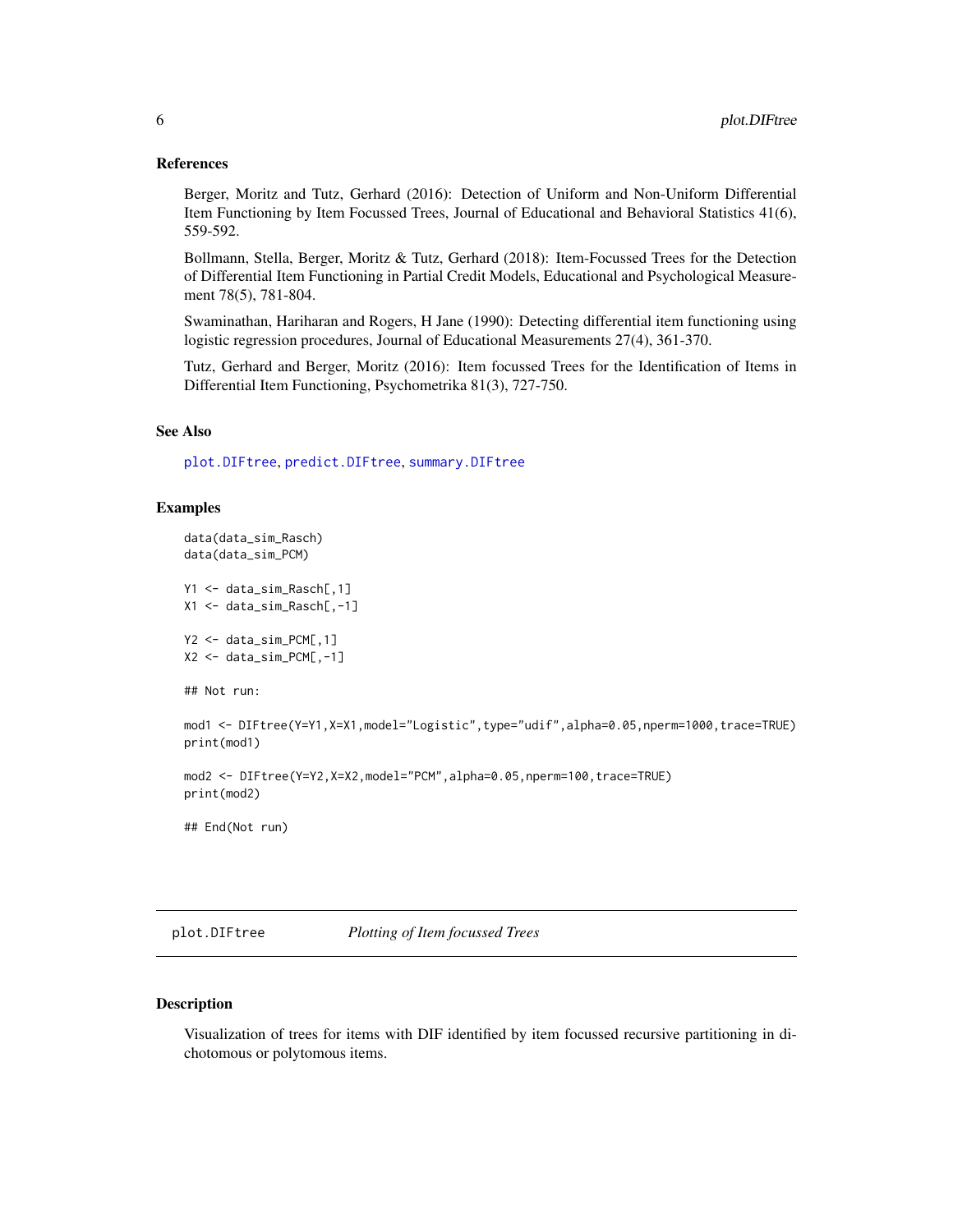### References

Berger, Moritz and Tutz, Gerhard (2016): Detection of Uniform and Non-Uniform Differential Item Functioning by Item Focussed Trees, Journal of Educational and Behavioral Statistics 41(6), 559-592.

Bollmann, Stella, Berger, Moritz & Tutz, Gerhard (2018): Item-Focussed Trees for the Detection of Differential Item Functioning in Partial Credit Models, Educational and Psychological Measurement 78(5), 781-804.

Swaminathan, Hariharan and Rogers, H Jane (1990): Detecting differential item functioning using logistic regression procedures, Journal of Educational Measurements 27(4), 361-370.

Tutz, Gerhard and Berger, Moritz (2016): Item focussed Trees for the Identification of Items in Differential Item Functioning, Psychometrika 81(3), 727-750.

### See Also

plot.DIFtree, predict.DIFtree, summary.DIFtree

### Examples

```
data(data_sim_Rasch)
data(data_sim_PCM)

Y1 <- data_sim_Rasch[,1]
X1 <- data_sim_Rasch[,-1]

Y2 <- data_sim_PCM[,1]
X2 <- data_sim_PCM[,-1]

## Not run:

mod1 <- DIFtree(Y=Y1,X=X1,model="Logistic",type="udif",alpha=0.05,nperm=1000,trace=TRUE)
print(mod1)

mod2 <- DIFtree(Y=Y2,X=X2,model="PCM",alpha=0.05,nperm=100,trace=TRUE)
print(mod2)

## End(Not run)
```

## plot.DIFtree *Plotting of Item focussed Trees*

### Description

Visualization of trees for items with DIF identified by item focussed recursive partitioning in dichotomous or polytomous items.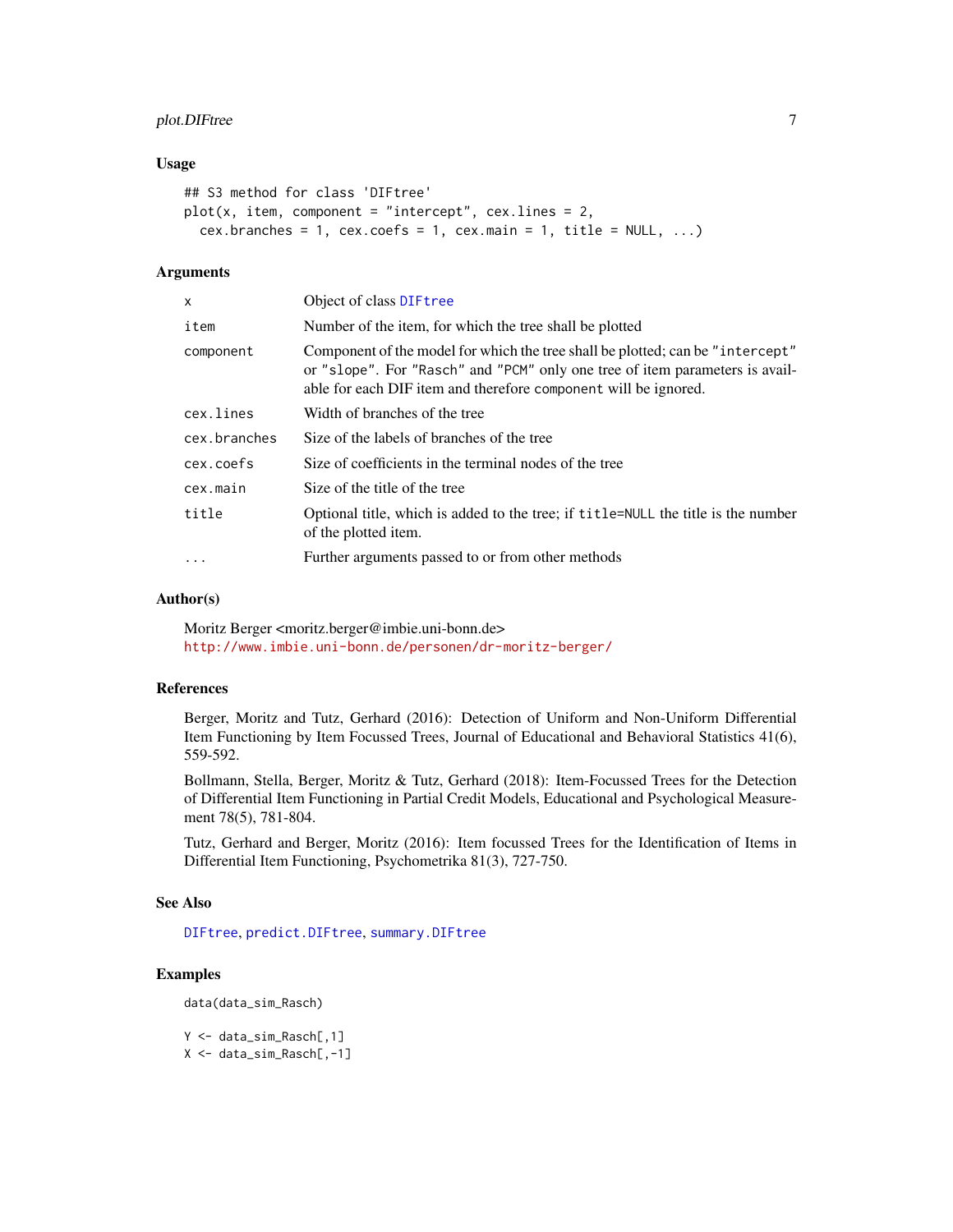### Usage

```
## S3 method for class 'DIFtree'
plot(x, item, component = "intercept", cex.lines = 2,
  cex.branches = 1, cex.coefs = 1, cex.main = 1, title = NULL, ...)
```

### Arguments

| | |
|---|---|
| `x` | Object of class `DIFtree` |
| `item` | Number of the item, for which the tree shall be plotted |
| `component` | Component of the model for which the tree shall be plotted; can be `"intercept"` or `"slope"`. For `"Rasch"` and `"PCM"` only one tree of item parameters is available for each DIF item and therefore `component` will be ignored. |
| `cex.lines` | Width of branches of the tree |
| `cex.branches` | Size of the labels of branches of the tree |
| `cex.coefs` | Size of coefficients in the terminal nodes of the tree |
| `cex.main` | Size of the title of the tree |
| `title` | Optional title, which is added to the tree; if `title=NULL` the title is the number of the plotted item. |
| `...` | Further arguments passed to or from other methods |

### Author(s)

Moritz Berger <moritz.berger@imbie.uni-bonn.de>
http://www.imbie.uni-bonn.de/personen/dr-moritz-berger/

### References

Berger, Moritz and Tutz, Gerhard (2016): Detection of Uniform and Non-Uniform Differential Item Functioning by Item Focussed Trees, Journal of Educational and Behavioral Statistics 41(6), 559-592.

Bollmann, Stella, Berger, Moritz & Tutz, Gerhard (2018): Item-Focussed Trees for the Detection of Differential Item Functioning in Partial Credit Models, Educational and Psychological Measurement 78(5), 781-804.

Tutz, Gerhard and Berger, Moritz (2016): Item focussed Trees for the Identification of Items in Differential Item Functioning, Psychometrika 81(3), 727-750.

### See Also

`DIFtree`, `predict.DIFtree`, `summary.DIFtree`

### Examples

```
data(data_sim_Rasch)

Y <- data_sim_Rasch[,1]
X <- data_sim_Rasch[,-1]
```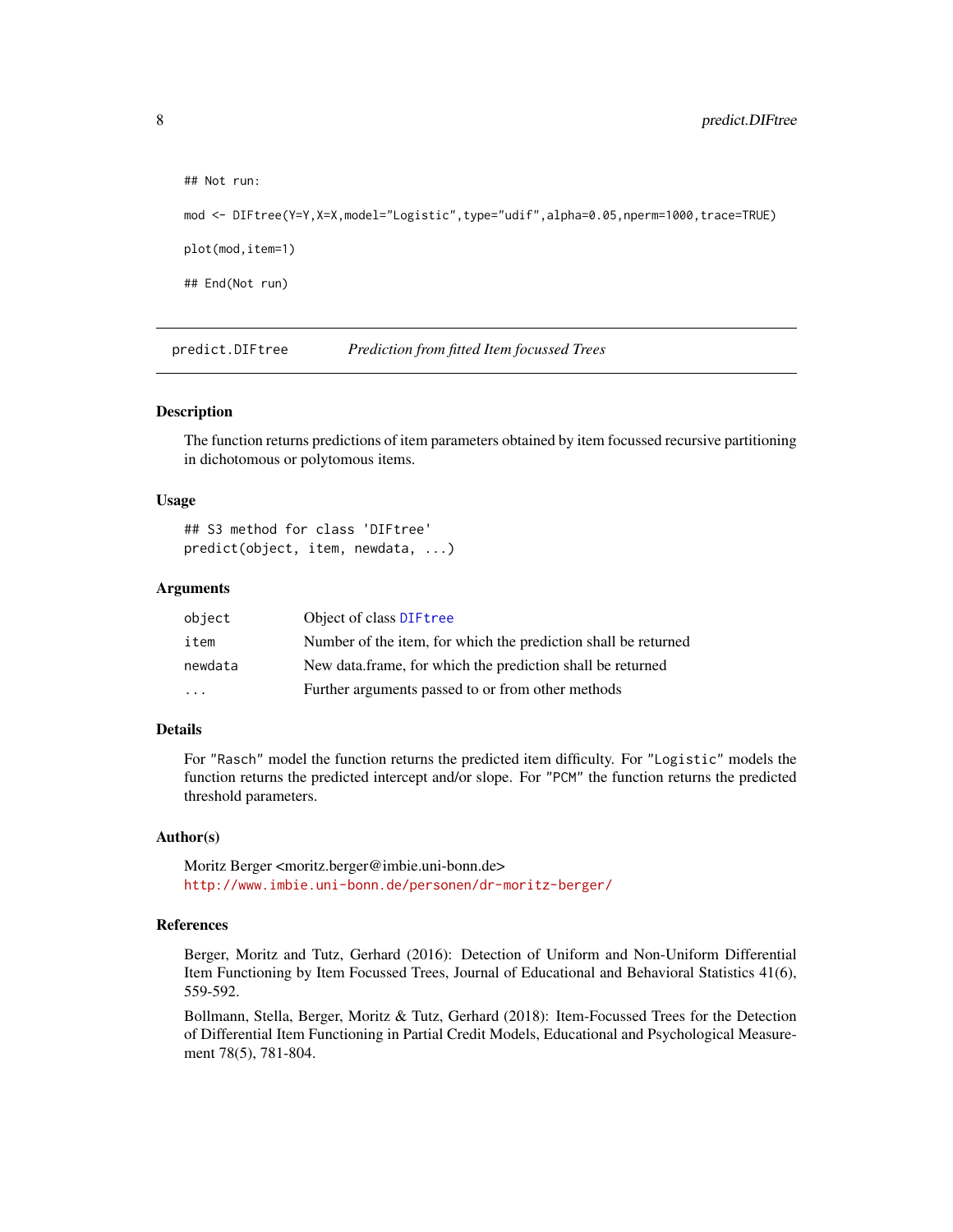```
## Not run:

mod <- DIFtree(Y=Y,X=X,model="Logistic",type="udif",alpha=0.05,nperm=1000,trace=TRUE)

plot(mod,item=1)

## End(Not run)
```

---

## predict.DIFtree — *Prediction from fitted Item focussed Trees*

### Description

The function returns predictions of item parameters obtained by item focussed recursive partitioning in dichotomous or polytomous items.

### Usage

```
## S3 method for class 'DIFtree'
predict(object, item, newdata, ...)
```

### Arguments

| | |
|---|---|
| `object` | Object of class `DIFtree` |
| `item` | Number of the item, for which the prediction shall be returned |
| `newdata` | New data.frame, for which the prediction shall be returned |
| `...` | Further arguments passed to or from other methods |

### Details

For "Rasch" model the function returns the predicted item difficulty. For "Logistic" models the function returns the predicted intercept and/or slope. For "PCM" the function returns the predicted threshold parameters.

### Author(s)

Moritz Berger <moritz.berger@imbie.uni-bonn.de>
http://www.imbie.uni-bonn.de/personen/dr-moritz-berger/

### References

Berger, Moritz and Tutz, Gerhard (2016): Detection of Uniform and Non-Uniform Differential Item Functioning by Item Focussed Trees, Journal of Educational and Behavioral Statistics 41(6), 559-592.

Bollmann, Stella, Berger, Moritz & Tutz, Gerhard (2018): Item-Focussed Trees for the Detection of Differential Item Functioning in Partial Credit Models, Educational and Psychological Measurement 78(5), 781-804.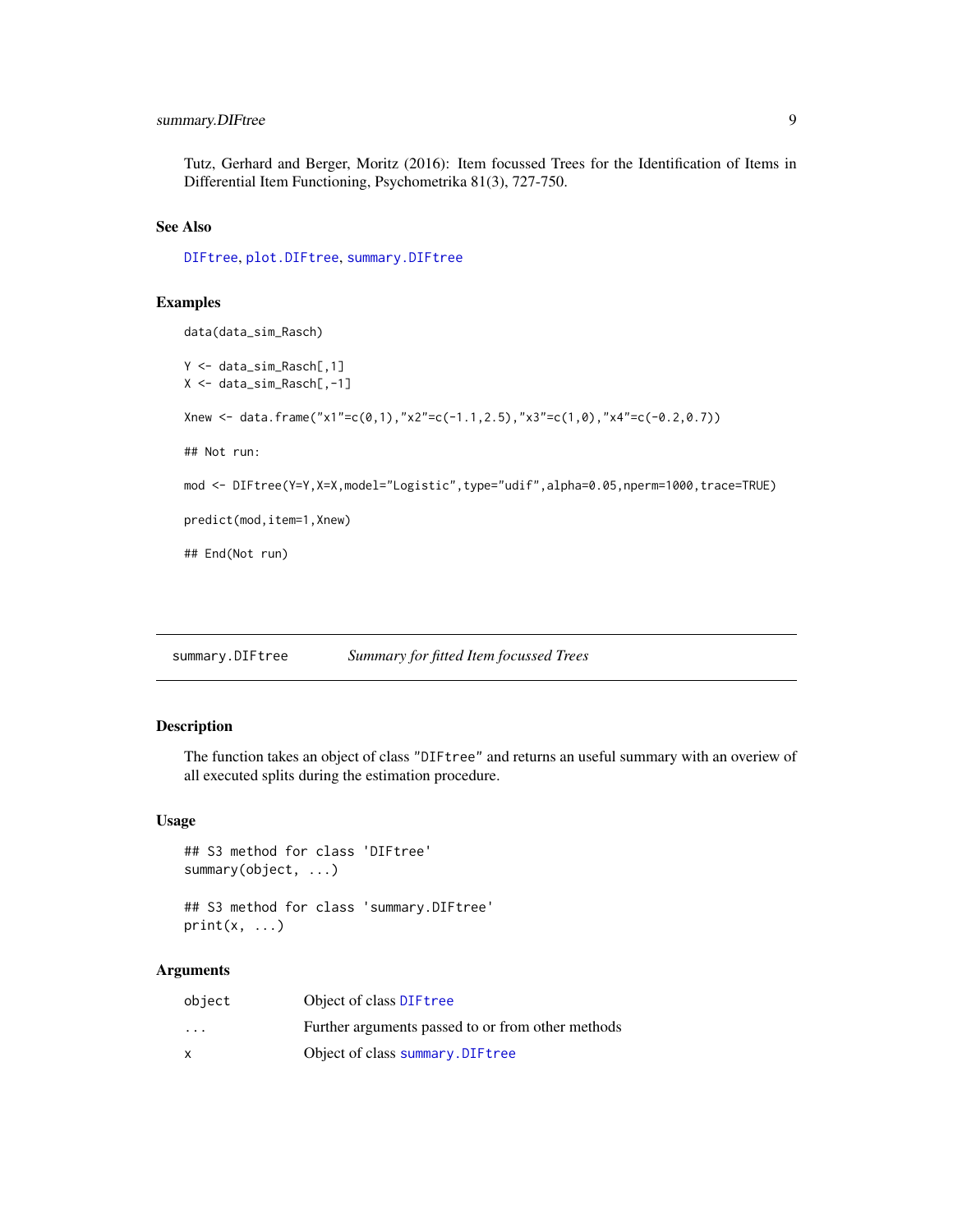Tutz, Gerhard and Berger, Moritz (2016): Item focussed Trees for the Identification of Items in Differential Item Functioning, Psychometrika 81(3), 727-750.

### See Also

DIFtree, plot.DIFtree, summary.DIFtree

### Examples

```
data(data_sim_Rasch)

Y <- data_sim_Rasch[,1]
X <- data_sim_Rasch[,-1]

Xnew <- data.frame("x1"=c(0,1),"x2"=c(-1.1,2.5),"x3"=c(1,0),"x4"=c(-0.2,0.7))

## Not run:

mod <- DIFtree(Y=Y,X=X,model="Logistic",type="udif",alpha=0.05,nperm=1000,trace=TRUE)

predict(mod,item=1,Xnew)

## End(Not run)
```

## summary.DIFtree &nbsp;&nbsp;&nbsp;&nbsp; *Summary for fitted Item focussed Trees*

### Description

The function takes an object of class "DIFtree" and returns an useful summary with an overiew of all executed splits during the estimation procedure.

### Usage

```
## S3 method for class 'DIFtree'
summary(object, ...)

## S3 method for class 'summary.DIFtree'
print(x, ...)
```

### Arguments

| | |
|---|---|
| object | Object of class DIFtree |
| ... | Further arguments passed to or from other methods |
| x | Object of class summary.DIFtree |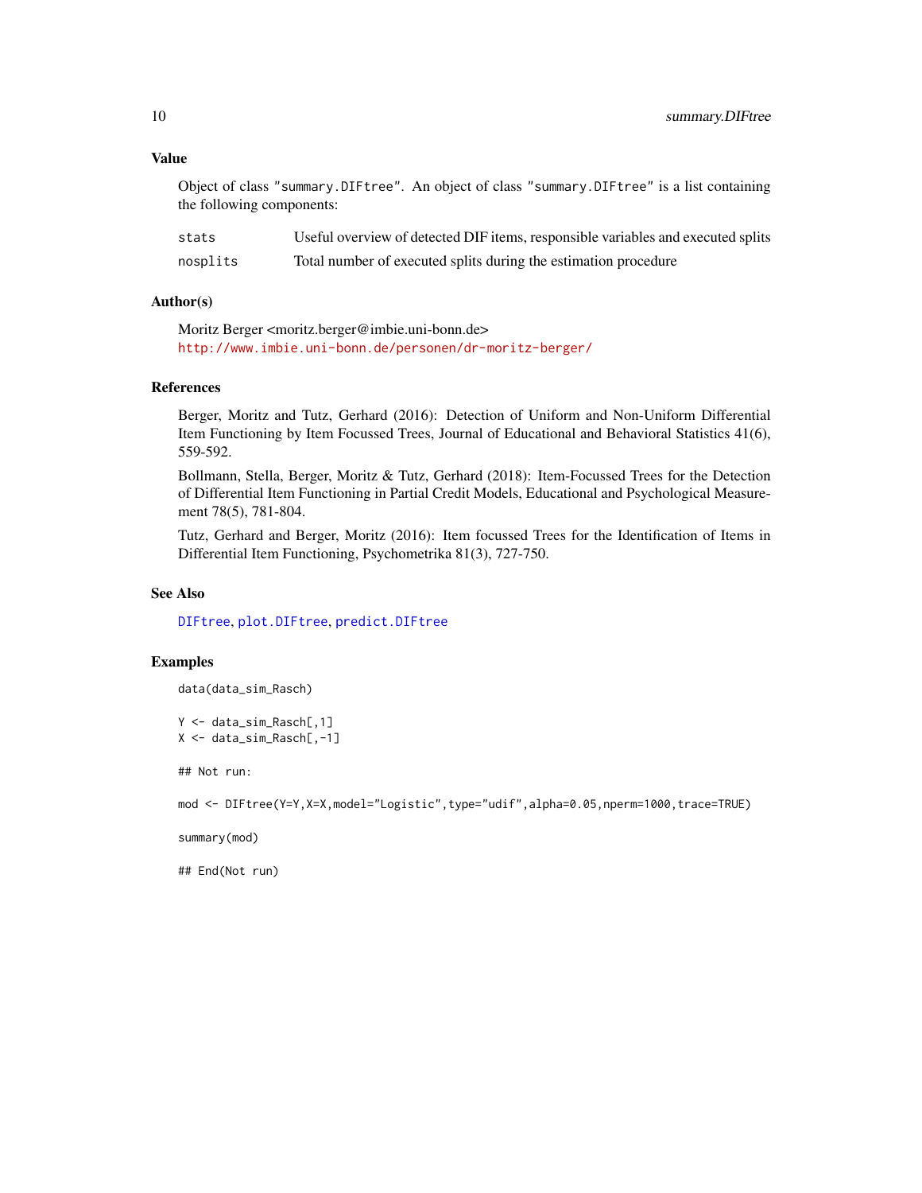## Value

Object of class "summary.DIFtree". An object of class "summary.DIFtree" is a list containing the following components:

| | |
|---|---|
| stats | Useful overview of detected DIF items, responsible variables and executed splits |
| nosplits | Total number of executed splits during the estimation procedure |

## Author(s)

Moritz Berger <moritz.berger@imbie.uni-bonn.de>
http://www.imbie.uni-bonn.de/personen/dr-moritz-berger/

## References

Berger, Moritz and Tutz, Gerhard (2016): Detection of Uniform and Non-Uniform Differential Item Functioning by Item Focussed Trees, Journal of Educational and Behavioral Statistics 41(6), 559-592.

Bollmann, Stella, Berger, Moritz & Tutz, Gerhard (2018): Item-Focussed Trees for the Detection of Differential Item Functioning in Partial Credit Models, Educational and Psychological Measurement 78(5), 781-804.

Tutz, Gerhard and Berger, Moritz (2016): Item focussed Trees for the Identification of Items in Differential Item Functioning, Psychometrika 81(3), 727-750.

## See Also

DIFtree, plot.DIFtree, predict.DIFtree

## Examples

```
data(data_sim_Rasch)

Y <- data_sim_Rasch[,1]
X <- data_sim_Rasch[,-1]

## Not run:

mod <- DIFtree(Y=Y,X=X,model="Logistic",type="udif",alpha=0.05,nperm=1000,trace=TRUE)

summary(mod)

## End(Not run)
```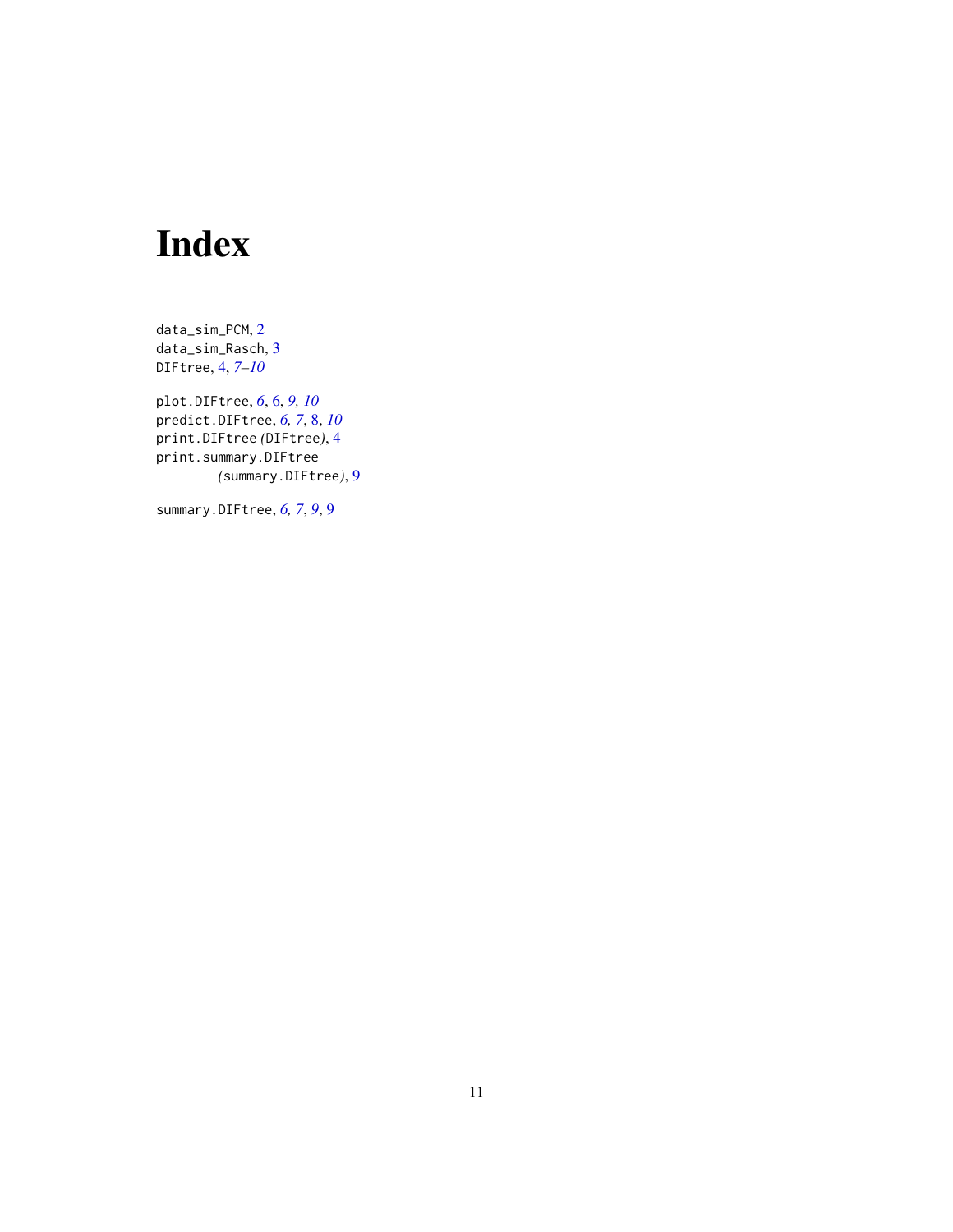# Index

data_sim_PCM, 2
data_sim_Rasch, 3
DIFtree, 4, *7–10*

plot.DIFtree, *6*, 6, *9, 10*
predict.DIFtree, *6, 7*, 8, *10*
print.DIFtree *(*DIFtree*)*, 4
print.summary.DIFtree *(*summary.DIFtree*)*, 9

summary.DIFtree, *6, 7*, *9*, 9